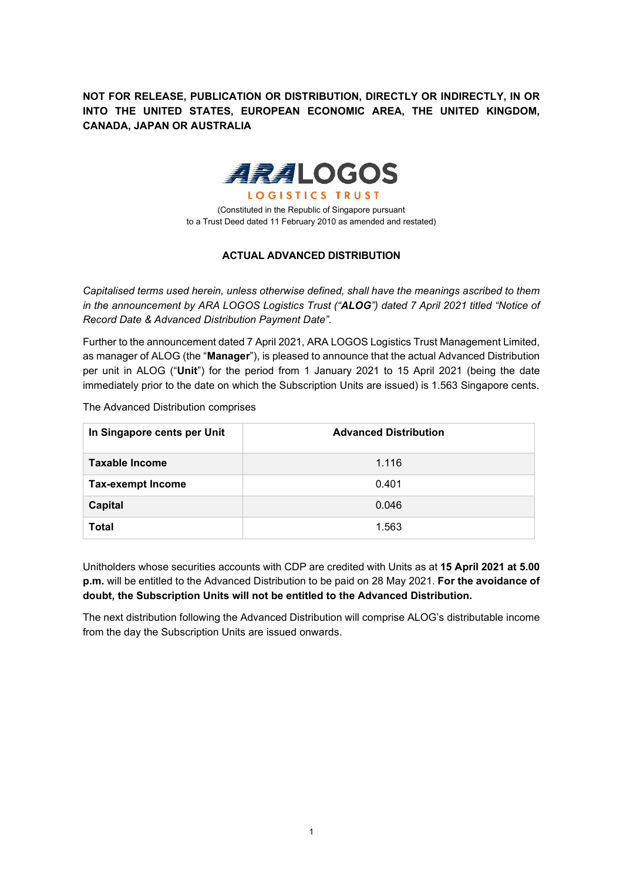**NOT FOR RELEASE, PUBLICATION OR DISTRIBUTION, DIRECTLY OR INDIRECTLY, IN OR INTO THE UNITED STATES, EUROPEAN ECONOMIC AREA, THE UNITED KINGDOM, CANADA, JAPAN OR AUSTRALIA**

ARA LOGOS
LOGISTICS TRUST

(Constituted in the Republic of Singapore pursuant to a Trust Deed dated 11 February 2010 as amended and restated)

## ACTUAL ADVANCED DISTRIBUTION

*Capitalised terms used herein, unless otherwise defined, shall have the meanings ascribed to them in the announcement by ARA LOGOS Logistics Trust ("**ALOG**") dated 7 April 2021 titled "Notice of Record Date & Advanced Distribution Payment Date".*

Further to the announcement dated 7 April 2021, ARA LOGOS Logistics Trust Management Limited, as manager of ALOG (the "**Manager**"), is pleased to announce that the actual Advanced Distribution per unit in ALOG ("**Unit**") for the period from 1 January 2021 to 15 April 2021 (being the date immediately prior to the date on which the Subscription Units are issued) is 1.563 Singapore cents.

The Advanced Distribution comprises

| In Singapore cents per Unit | Advanced Distribution |
|---|---|
| **Taxable Income** | 1.116 |
| **Tax-exempt Income** | 0.401 |
| **Capital** | 0.046 |
| **Total** | 1.563 |

Unitholders whose securities accounts with CDP are credited with Units as at **15 April 2021 at 5.00 p.m.** will be entitled to the Advanced Distribution to be paid on 28 May 2021. **For the avoidance of doubt, the Subscription Units will not be entitled to the Advanced Distribution.**

The next distribution following the Advanced Distribution will comprise ALOG's distributable income from the day the Subscription Units are issued onwards.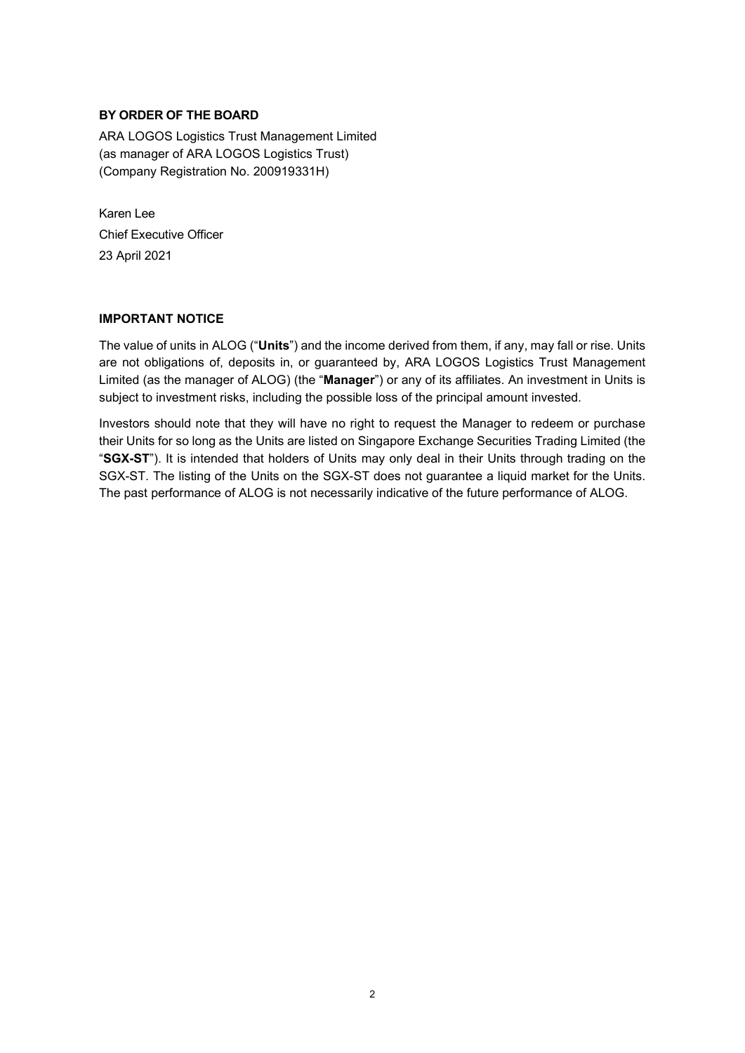**BY ORDER OF THE BOARD**

ARA LOGOS Logistics Trust Management Limited
(as manager of ARA LOGOS Logistics Trust)
(Company Registration No. 200919331H)

Karen Lee
Chief Executive Officer
23 April 2021

**IMPORTANT NOTICE**

The value of units in ALOG ("**Units**") and the income derived from them, if any, may fall or rise. Units are not obligations of, deposits in, or guaranteed by, ARA LOGOS Logistics Trust Management Limited (as the manager of ALOG) (the "**Manager**") or any of its affiliates. An investment in Units is subject to investment risks, including the possible loss of the principal amount invested.

Investors should note that they will have no right to request the Manager to redeem or purchase their Units for so long as the Units are listed on Singapore Exchange Securities Trading Limited (the "**SGX-ST**"). It is intended that holders of Units may only deal in their Units through trading on the SGX-ST. The listing of the Units on the SGX-ST does not guarantee a liquid market for the Units. The past performance of ALOG is not necessarily indicative of the future performance of ALOG.